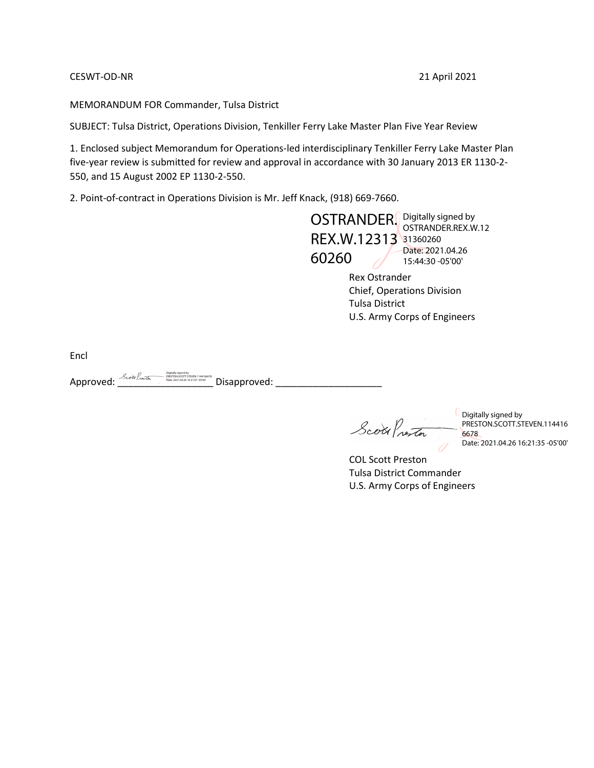CESWT-OD-NR 21 April 2021

MEMORANDUM FOR Commander, Tulsa District

SUBJECT: Tulsa District, Operations Division, Tenkiller Ferry Lake Master Plan Five Year Review

1. Enclosed subject Memorandum for Operations-led interdisciplinary Tenkiller Ferry Lake Master Plan five-year review is submitted for review and approval in accordance with 30 January 2013 ER 1130-2-550, and 15 August 2002 EP 1130-2-550.

2. Point-of-contract in Operations Division is Mr. Jeff Knack, (918) 669-7660.

OSTRANDER.REX.W.1231360260 Digitally signed by OSTRANDER.REX.W.1231360260 Date: 2021.04.26 15:44:30 -05'00'

Rex Ostrander
Chief, Operations Division
Tulsa District
U.S. Army Corps of Engineers

Encl

Approved: Digitally signed by PRESTON.SCOTT.STEVEN.1144166678 Date: 2021.04.26 16:21:07 -05'00' Disapproved: ____________________

Digitally signed by PRESTON.SCOTT.STEVEN.1144166678 Date: 2021.04.26 16:21:35 -05'00'

COL Scott Preston
Tulsa District Commander
U.S. Army Corps of Engineers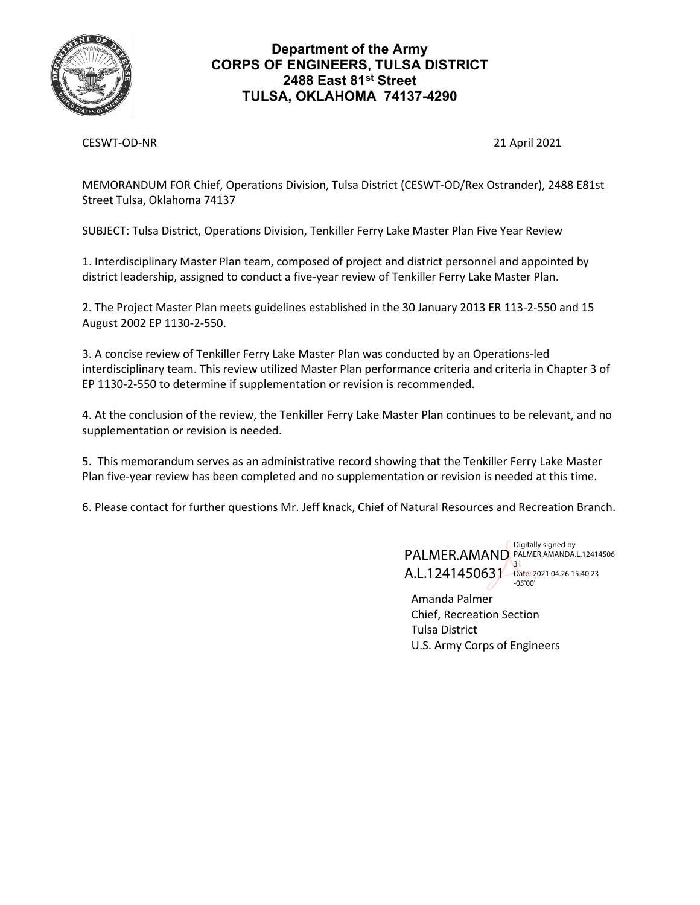**Department of the Army**
**CORPS OF ENGINEERS, TULSA DISTRICT**
**2488 East 81st Street**
**TULSA, OKLAHOMA 74137-4290**

CESWT-OD-NR

21 April 2021

MEMORANDUM FOR Chief, Operations Division, Tulsa District (CESWT-OD/Rex Ostrander), 2488 E81st Street Tulsa, Oklahoma 74137

SUBJECT: Tulsa District, Operations Division, Tenkiller Ferry Lake Master Plan Five Year Review

1. Interdisciplinary Master Plan team, composed of project and district personnel and appointed by district leadership, assigned to conduct a five-year review of Tenkiller Ferry Lake Master Plan.

2. The Project Master Plan meets guidelines established in the 30 January 2013 ER 113-2-550 and 15 August 2002 EP 1130-2-550.

3. A concise review of Tenkiller Ferry Lake Master Plan was conducted by an Operations-led interdisciplinary team. This review utilized Master Plan performance criteria and criteria in Chapter 3 of EP 1130-2-550 to determine if supplementation or revision is recommended.

4. At the conclusion of the review, the Tenkiller Ferry Lake Master Plan continues to be relevant, and no supplementation or revision is needed.

5. This memorandum serves as an administrative record showing that the Tenkiller Ferry Lake Master Plan five-year review has been completed and no supplementation or revision is needed at this time.

6. Please contact for further questions Mr. Jeff knack, Chief of Natural Resources and Recreation Branch.

PALMER.AMANDA.L.1241450631 Digitally signed by PALMER.AMANDA.L.1241450631 Date: 2021.04.26 15:40:23 -05'00'

Amanda Palmer
Chief, Recreation Section
Tulsa District
U.S. Army Corps of Engineers